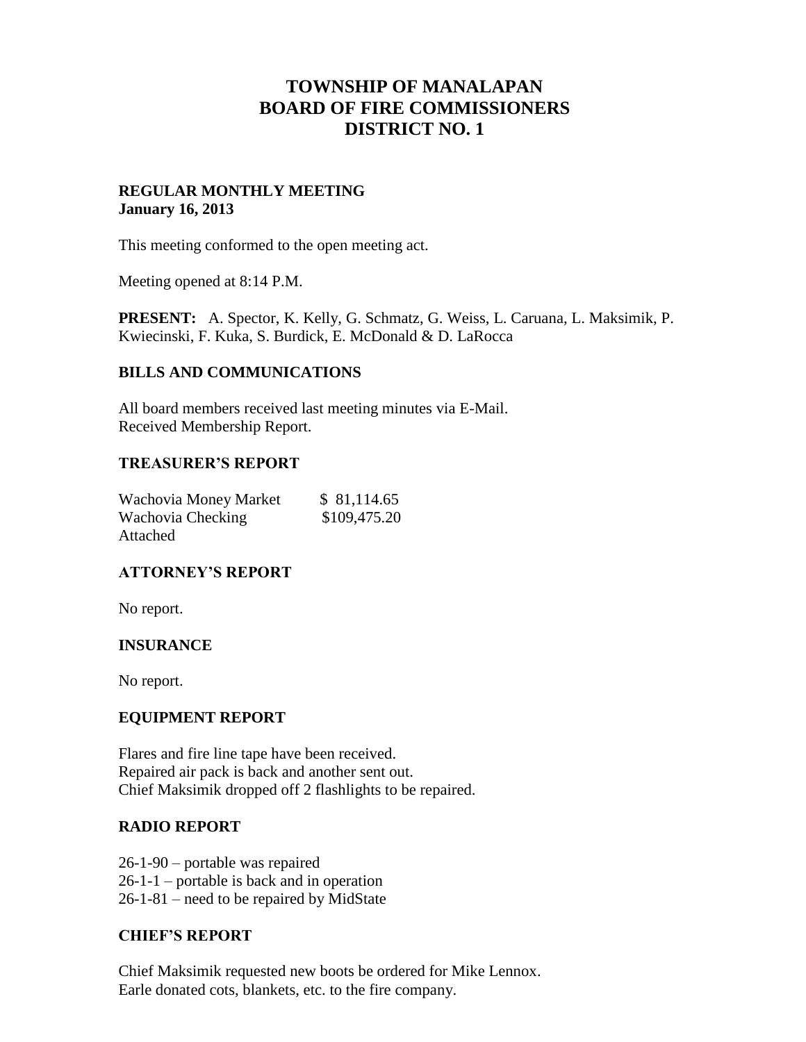# TOWNSHIP OF MANALAPAN
# BOARD OF FIRE COMMISSIONERS
# DISTRICT NO. 1

**REGULAR MONTHLY MEETING**
**January 16, 2013**

This meeting conformed to the open meeting act.

Meeting opened at 8:14 P.M.

**PRESENT:** A. Spector, K. Kelly, G. Schmatz, G. Weiss, L. Caruana, L. Maksimik, P. Kwiecinski, F. Kuka, S. Burdick, E. McDonald & D. LaRocca

## BILLS AND COMMUNICATIONS

All board members received last meeting minutes via E-Mail.
Received Membership Report.

## TREASURER'S REPORT

| | |
|---|---|
| Wachovia Money Market | $ 81,114.65 |
| Wachovia Checking | $109,475.20 |

Attached

## ATTORNEY'S REPORT

No report.

## INSURANCE

No report.

## EQUIPMENT REPORT

Flares and fire line tape have been received.
Repaired air pack is back and another sent out.
Chief Maksimik dropped off 2 flashlights to be repaired.

## RADIO REPORT

26-1-90 – portable was repaired
26-1-1 – portable is back and in operation
26-1-81 – need to be repaired by MidState

## CHIEF'S REPORT

Chief Maksimik requested new boots be ordered for Mike Lennox.
Earle donated cots, blankets, etc. to the fire company.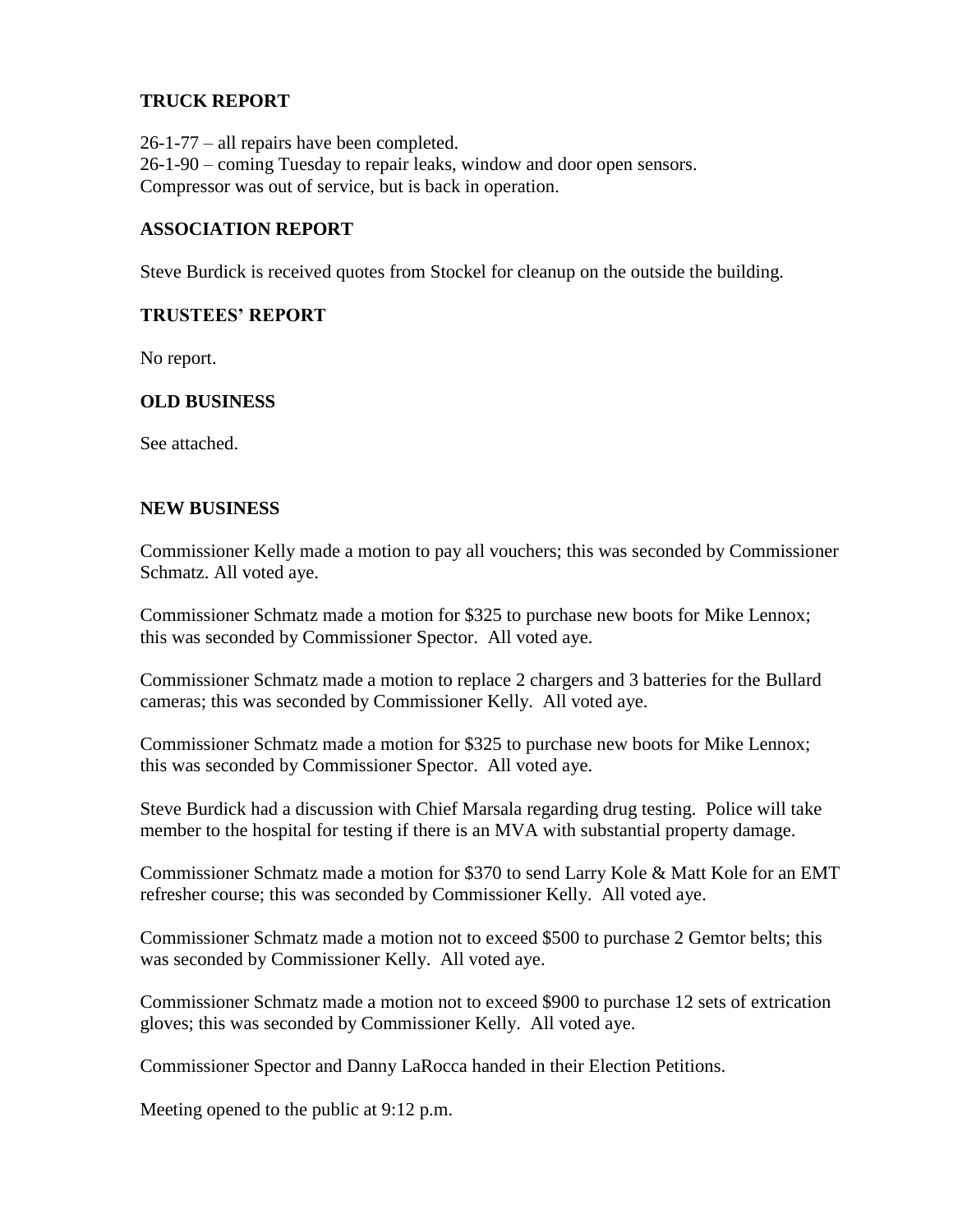### TRUCK REPORT

26-1-77 – all repairs have been completed.
26-1-90 – coming Tuesday to repair leaks, window and door open sensors.
Compressor was out of service, but is back in operation.

### ASSOCIATION REPORT

Steve Burdick is received quotes from Stockel for cleanup on the outside the building.

### TRUSTEES' REPORT

No report.

### OLD BUSINESS

See attached.

### NEW BUSINESS

Commissioner Kelly made a motion to pay all vouchers; this was seconded by Commissioner Schmatz. All voted aye.

Commissioner Schmatz made a motion for $325 to purchase new boots for Mike Lennox; this was seconded by Commissioner Spector. All voted aye.

Commissioner Schmatz made a motion to replace 2 chargers and 3 batteries for the Bullard cameras; this was seconded by Commissioner Kelly. All voted aye.

Commissioner Schmatz made a motion for $325 to purchase new boots for Mike Lennox; this was seconded by Commissioner Spector. All voted aye.

Steve Burdick had a discussion with Chief Marsala regarding drug testing. Police will take member to the hospital for testing if there is an MVA with substantial property damage.

Commissioner Schmatz made a motion for $370 to send Larry Kole & Matt Kole for an EMT refresher course; this was seconded by Commissioner Kelly. All voted aye.

Commissioner Schmatz made a motion not to exceed $500 to purchase 2 Gemtor belts; this was seconded by Commissioner Kelly. All voted aye.

Commissioner Schmatz made a motion not to exceed $900 to purchase 12 sets of extrication gloves; this was seconded by Commissioner Kelly. All voted aye.

Commissioner Spector and Danny LaRocca handed in their Election Petitions.

Meeting opened to the public at 9:12 p.m.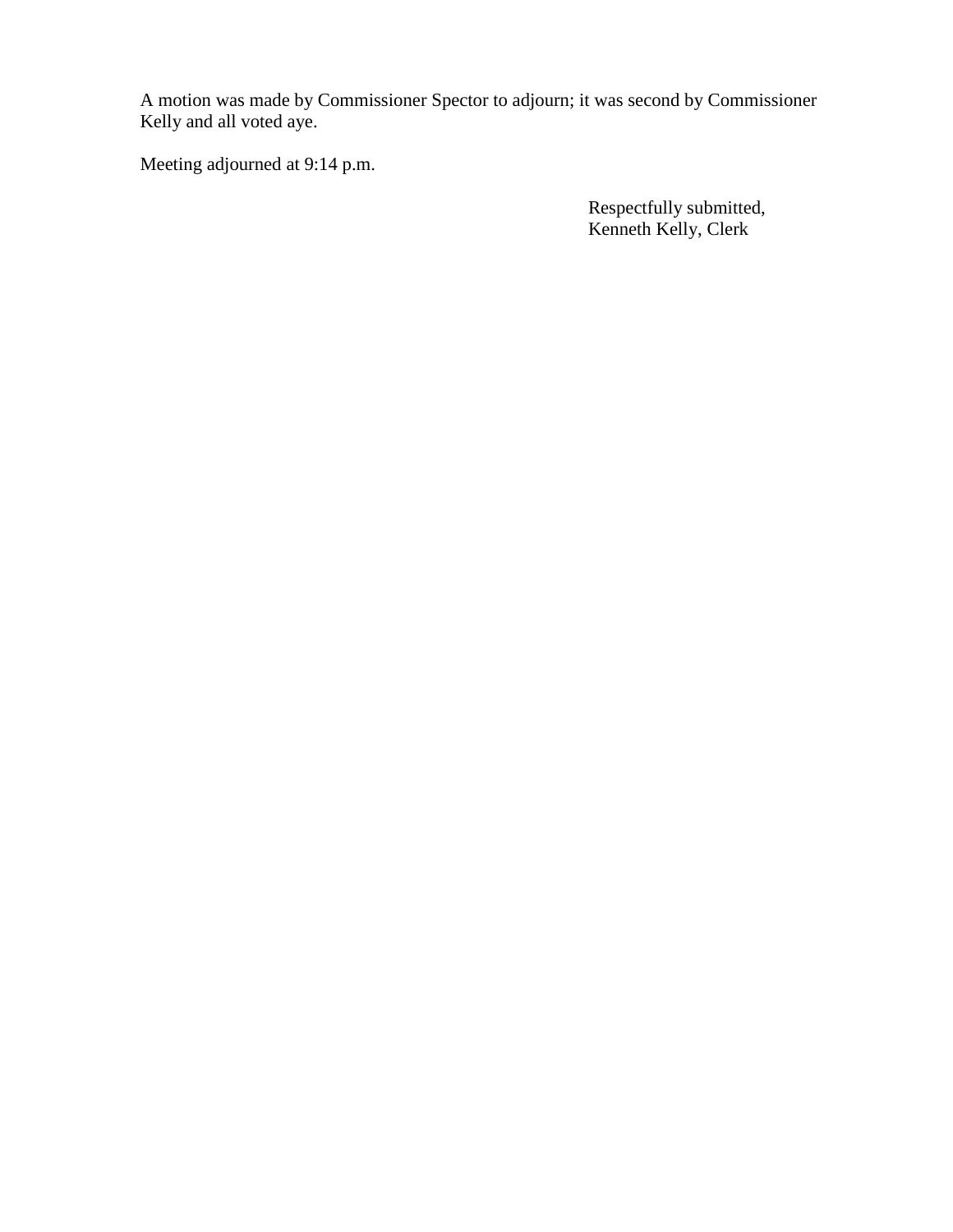A motion was made by Commissioner Spector to adjourn; it was second by Commissioner Kelly and all voted aye.

Meeting adjourned at 9:14 p.m.

Respectfully submitted,
Kenneth Kelly, Clerk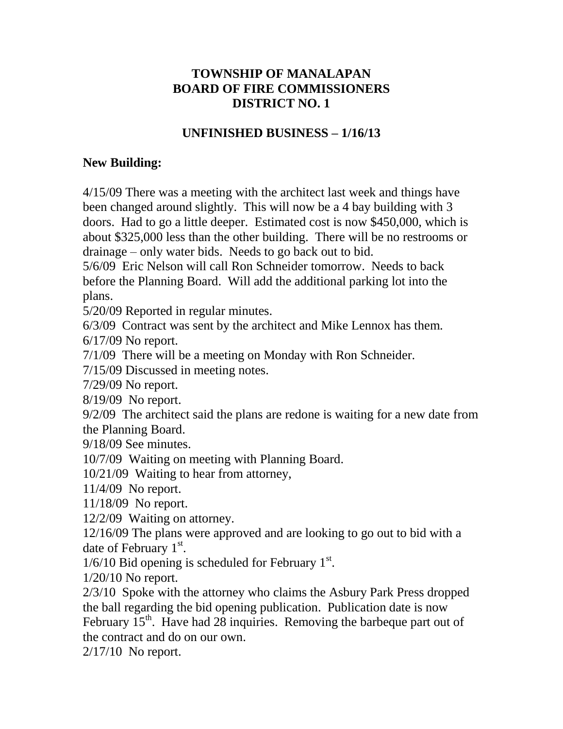**TOWNSHIP OF MANALAPAN**
**BOARD OF FIRE COMMISSIONERS**
**DISTRICT NO. 1**

**UNFINISHED BUSINESS – 1/16/13**

**New Building:**

4/15/09 There was a meeting with the architect last week and things have been changed around slightly. This will now be a 4 bay building with 3 doors. Had to go a little deeper. Estimated cost is now $450,000, which is about $325,000 less than the other building. There will be no restrooms or drainage – only water bids. Needs to go back out to bid.
5/6/09 Eric Nelson will call Ron Schneider tomorrow. Needs to back before the Planning Board. Will add the additional parking lot into the plans.
5/20/09 Reported in regular minutes.
6/3/09 Contract was sent by the architect and Mike Lennox has them.
6/17/09 No report.
7/1/09 There will be a meeting on Monday with Ron Schneider.
7/15/09 Discussed in meeting notes.
7/29/09 No report.
8/19/09 No report.
9/2/09 The architect said the plans are redone is waiting for a new date from the Planning Board.
9/18/09 See minutes.
10/7/09 Waiting on meeting with Planning Board.
10/21/09 Waiting to hear from attorney,
11/4/09 No report.
11/18/09 No report.
12/2/09 Waiting on attorney.
12/16/09 The plans were approved and are looking to go out to bid with a date of February 1st.
1/6/10 Bid opening is scheduled for February 1st.
1/20/10 No report.
2/3/10 Spoke with the attorney who claims the Asbury Park Press dropped the ball regarding the bid opening publication. Publication date is now February 15th. Have had 28 inquiries. Removing the barbeque part out of the contract and do on our own.
2/17/10 No report.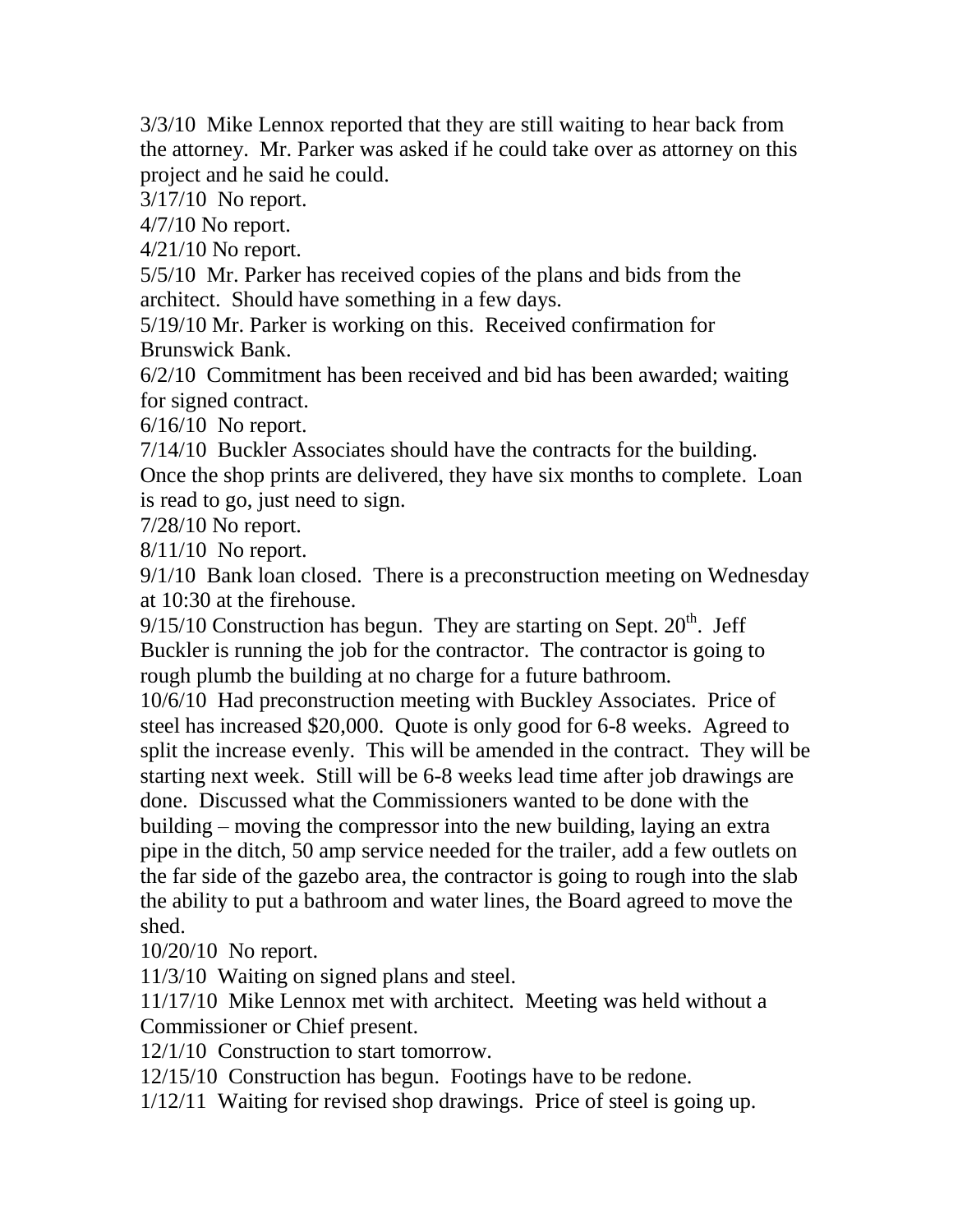3/3/10 Mike Lennox reported that they are still waiting to hear back from the attorney. Mr. Parker was asked if he could take over as attorney on this project and he said he could.

3/17/10 No report.

4/7/10 No report.

4/21/10 No report.

5/5/10 Mr. Parker has received copies of the plans and bids from the architect. Should have something in a few days.

5/19/10 Mr. Parker is working on this. Received confirmation for Brunswick Bank.

6/2/10 Commitment has been received and bid has been awarded; waiting for signed contract.

6/16/10 No report.

7/14/10 Buckler Associates should have the contracts for the building. Once the shop prints are delivered, they have six months to complete. Loan is read to go, just need to sign.

7/28/10 No report.

8/11/10 No report.

9/1/10 Bank loan closed. There is a preconstruction meeting on Wednesday at 10:30 at the firehouse.

9/15/10 Construction has begun. They are starting on Sept. 20th. Jeff Buckler is running the job for the contractor. The contractor is going to rough plumb the building at no charge for a future bathroom.

10/6/10 Had preconstruction meeting with Buckley Associates. Price of steel has increased $20,000. Quote is only good for 6-8 weeks. Agreed to split the increase evenly. This will be amended in the contract. They will be starting next week. Still will be 6-8 weeks lead time after job drawings are done. Discussed what the Commissioners wanted to be done with the building – moving the compressor into the new building, laying an extra pipe in the ditch, 50 amp service needed for the trailer, add a few outlets on the far side of the gazebo area, the contractor is going to rough into the slab the ability to put a bathroom and water lines, the Board agreed to move the shed.

10/20/10 No report.

11/3/10 Waiting on signed plans and steel.

11/17/10 Mike Lennox met with architect. Meeting was held without a Commissioner or Chief present.

12/1/10 Construction to start tomorrow.

12/15/10 Construction has begun. Footings have to be redone.

1/12/11 Waiting for revised shop drawings. Price of steel is going up.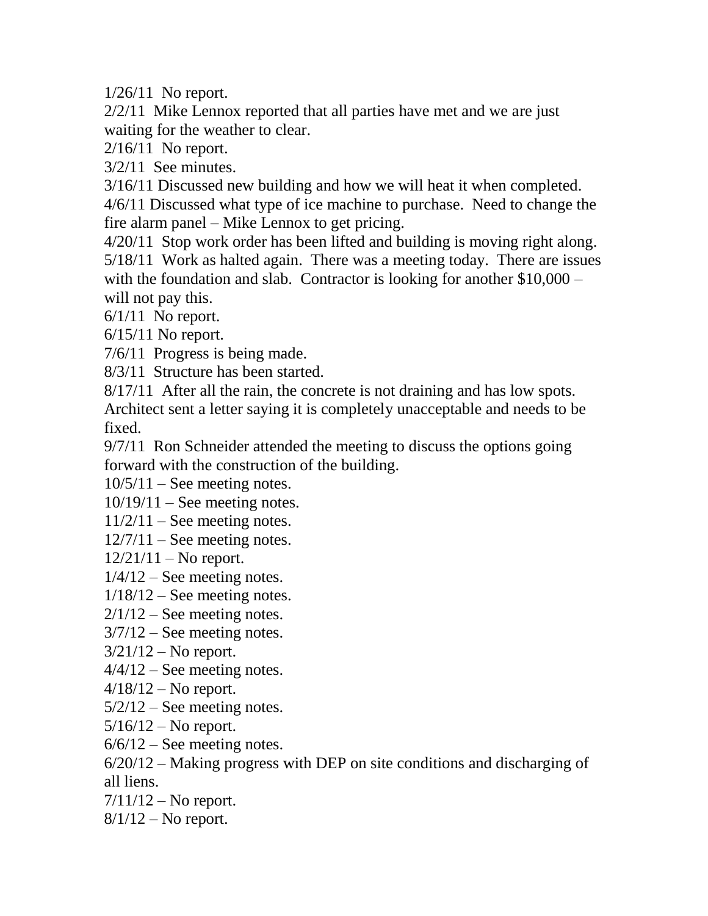1/26/11 No report.

2/2/11 Mike Lennox reported that all parties have met and we are just waiting for the weather to clear.

2/16/11 No report.

3/2/11 See minutes.

3/16/11 Discussed new building and how we will heat it when completed.

4/6/11 Discussed what type of ice machine to purchase. Need to change the fire alarm panel – Mike Lennox to get pricing.

4/20/11 Stop work order has been lifted and building is moving right along.

5/18/11 Work as halted again. There was a meeting today. There are issues with the foundation and slab. Contractor is looking for another $10,000 – will not pay this.

6/1/11 No report.

6/15/11 No report.

7/6/11 Progress is being made.

8/3/11 Structure has been started.

8/17/11 After all the rain, the concrete is not draining and has low spots. Architect sent a letter saying it is completely unacceptable and needs to be fixed.

9/7/11 Ron Schneider attended the meeting to discuss the options going forward with the construction of the building.

10/5/11 – See meeting notes.

10/19/11 – See meeting notes.

11/2/11 – See meeting notes.

12/7/11 – See meeting notes.

12/21/11 – No report.

1/4/12 – See meeting notes.

1/18/12 – See meeting notes.

2/1/12 – See meeting notes.

3/7/12 – See meeting notes.

3/21/12 – No report.

4/4/12 – See meeting notes.

4/18/12 – No report.

5/2/12 – See meeting notes.

5/16/12 – No report.

6/6/12 – See meeting notes.

6/20/12 – Making progress with DEP on site conditions and discharging of all liens.

7/11/12 – No report.

8/1/12 – No report.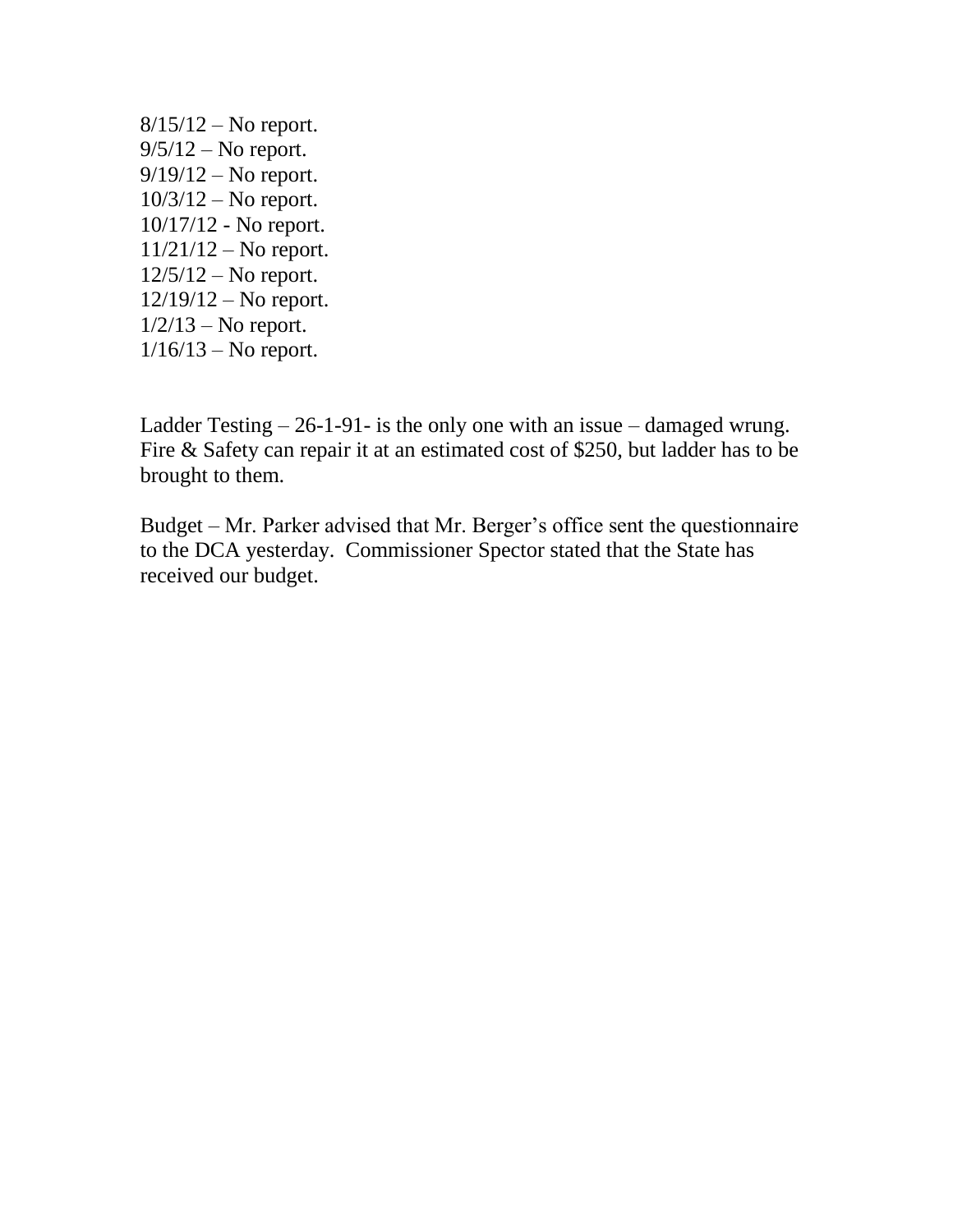8/15/12 – No report.
9/5/12 – No report.
9/19/12 – No report.
10/3/12 – No report.
10/17/12 - No report.
11/21/12 – No report.
12/5/12 – No report.
12/19/12 – No report.
1/2/13 – No report.
1/16/13 – No report.

Ladder Testing – 26-1-91- is the only one with an issue – damaged wrung. Fire & Safety can repair it at an estimated cost of $250, but ladder has to be brought to them.

Budget – Mr. Parker advised that Mr. Berger's office sent the questionnaire to the DCA yesterday. Commissioner Spector stated that the State has received our budget.